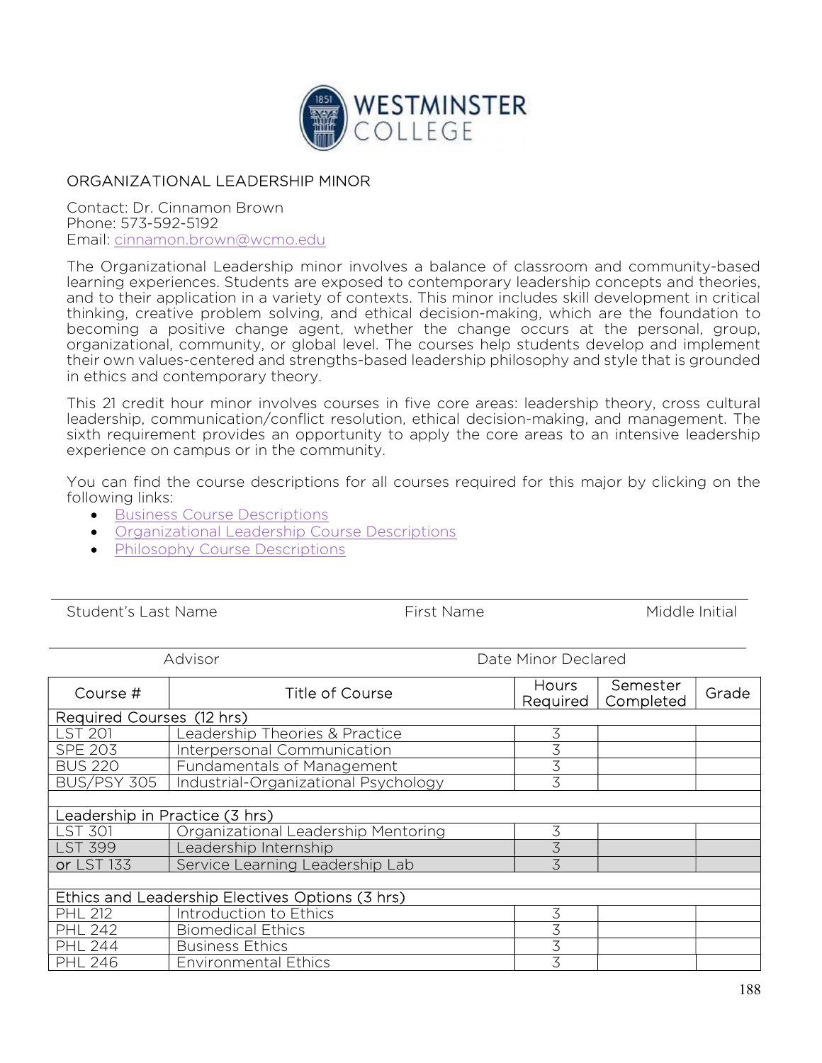# WESTMINSTER COLLEGE

## ORGANIZATIONAL LEADERSHIP MINOR

Contact: Dr. Cinnamon Brown
Phone: 573-592-5192
Email: cinnamon.brown@wcmo.edu

The Organizational Leadership minor involves a balance of classroom and community-based learning experiences. Students are exposed to contemporary leadership concepts and theories, and to their application in a variety of contexts. This minor includes skill development in critical thinking, creative problem solving, and ethical decision-making, which are the foundation to becoming a positive change agent, whether the change occurs at the personal, group, organizational, community, or global level. The courses help students develop and implement their own values-centered and strengths-based leadership philosophy and style that is grounded in ethics and contemporary theory.

This 21 credit hour minor involves courses in five core areas: leadership theory, cross cultural leadership, communication/conflict resolution, ethical decision-making, and management. The sixth requirement provides an opportunity to apply the core areas to an intensive leadership experience on campus or in the community.

You can find the course descriptions for all courses required for this major by clicking on the following links:

- Business Course Descriptions
- Organizational Leadership Course Descriptions
- Philosophy Course Descriptions

Student's Last Name | First Name | Middle Initial

Advisor | Date Minor Declared

| Course # | Title of Course | Hours Required | Semester Completed | Grade |
|---|---|---|---|---|
| Required Courses (12 hrs) | | | | |
| LST 201 | Leadership Theories & Practice | 3 | | |
| SPE 203 | Interpersonal Communication | 3 | | |
| BUS 220 | Fundamentals of Management | 3 | | |
| BUS/PSY 305 | Industrial-Organizational Psychology | 3 | | |
| | | | | |
| Leadership in Practice (3 hrs) | | | | |
| LST 301 | Organizational Leadership Mentoring | 3 | | |
| LST 399 | Leadership Internship | 3 | | |
| or LST 133 | Service Learning Leadership Lab | 3 | | |
| | | | | |
| Ethics and Leadership Electives Options (3 hrs) | | | | |
| PHL 212 | Introduction to Ethics | 3 | | |
| PHL 242 | Biomedical Ethics | 3 | | |
| PHL 244 | Business Ethics | 3 | | |
| PHL 246 | Environmental Ethics | 3 | | |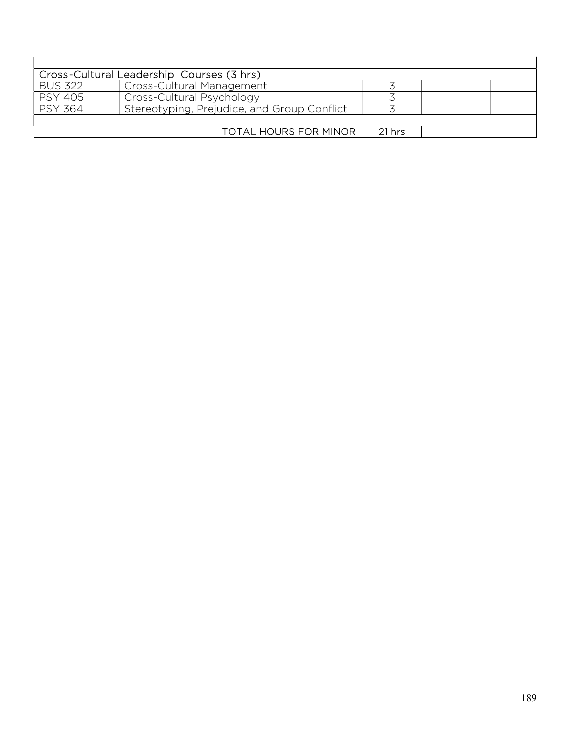| | | | | |
|---|---|---|---|---|
| | | | | |
| Cross-Cultural Leadership Courses (3 hrs) | | | | |
| BUS 322 | Cross-Cultural Management | 3 | | |
| PSY 405 | Cross-Cultural Psychology | 3 | | |
| PSY 364 | Stereotyping, Prejudice, and Group Conflict | 3 | | |
| | | | | |
| | TOTAL HOURS FOR MINOR | 21 hrs | | |